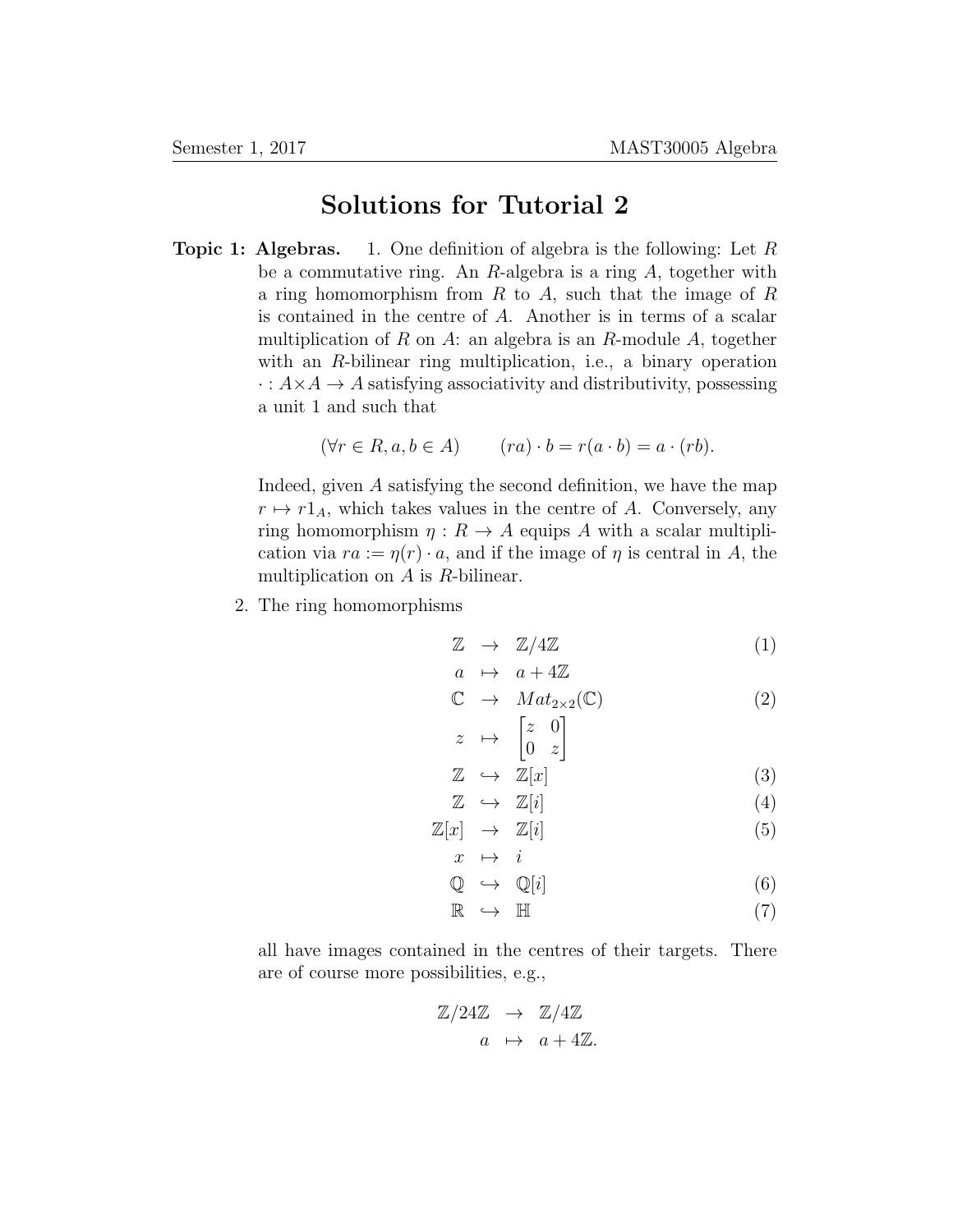# Solutions for Tutorial 2

**Topic 1: Algebras.** 1. One definition of algebra is the following: Let $R$ be a commutative ring. An $R$-algebra is a ring $A$, together with a ring homomorphism from $R$ to $A$, such that the image of $R$ is contained in the centre of $A$. Another is in terms of a scalar multiplication of $R$ on $A$: an algebra is an $R$-module $A$, together with an $R$-bilinear ring multiplication, i.e., a binary operation $\cdot : A \times A \to A$ satisfying associativity and distributivity, possessing a unit 1 and such that

$$(\forall r \in R, a, b \in A) \qquad (ra) \cdot b = r(a \cdot b) = a \cdot (rb).$$

Indeed, given $A$ satisfying the second definition, we have the map $r \mapsto r1_A$, which takes values in the centre of $A$. Conversely, any ring homomorphism $\eta : R \to A$ equips $A$ with a scalar multiplication via $ra := \eta(r) \cdot a$, and if the image of $\eta$ is central in $A$, the multiplication on $A$ is $R$-bilinear.

2. The ring homomorphisms

$$\begin{array}{rcll}
\mathbb{Z} & \to & \mathbb{Z}/4\mathbb{Z} & (1)\\
a & \mapsto & a + 4\mathbb{Z} & \\
\mathbb{C} & \to & Mat_{2\times 2}(\mathbb{C}) & (2)\\
z & \mapsto & \begin{bmatrix} z & 0 \\ 0 & z \end{bmatrix} & \\
\mathbb{Z} & \hookrightarrow & \mathbb{Z}[x] & (3)\\
\mathbb{Z} & \hookrightarrow & \mathbb{Z}[i] & (4)\\
\mathbb{Z}[x] & \to & \mathbb{Z}[i] & (5)\\
x & \mapsto & i & \\
\mathbb{Q} & \hookrightarrow & \mathbb{Q}[i] & (6)\\
\mathbb{R} & \hookrightarrow & \mathbb{H} & (7)
\end{array}$$

all have images contained in the centres of their targets. There are of course more possibilities, e.g.,

$$\begin{array}{rcl}
\mathbb{Z}/24\mathbb{Z} & \to & \mathbb{Z}/4\mathbb{Z} \\
a & \mapsto & a + 4\mathbb{Z}.
\end{array}$$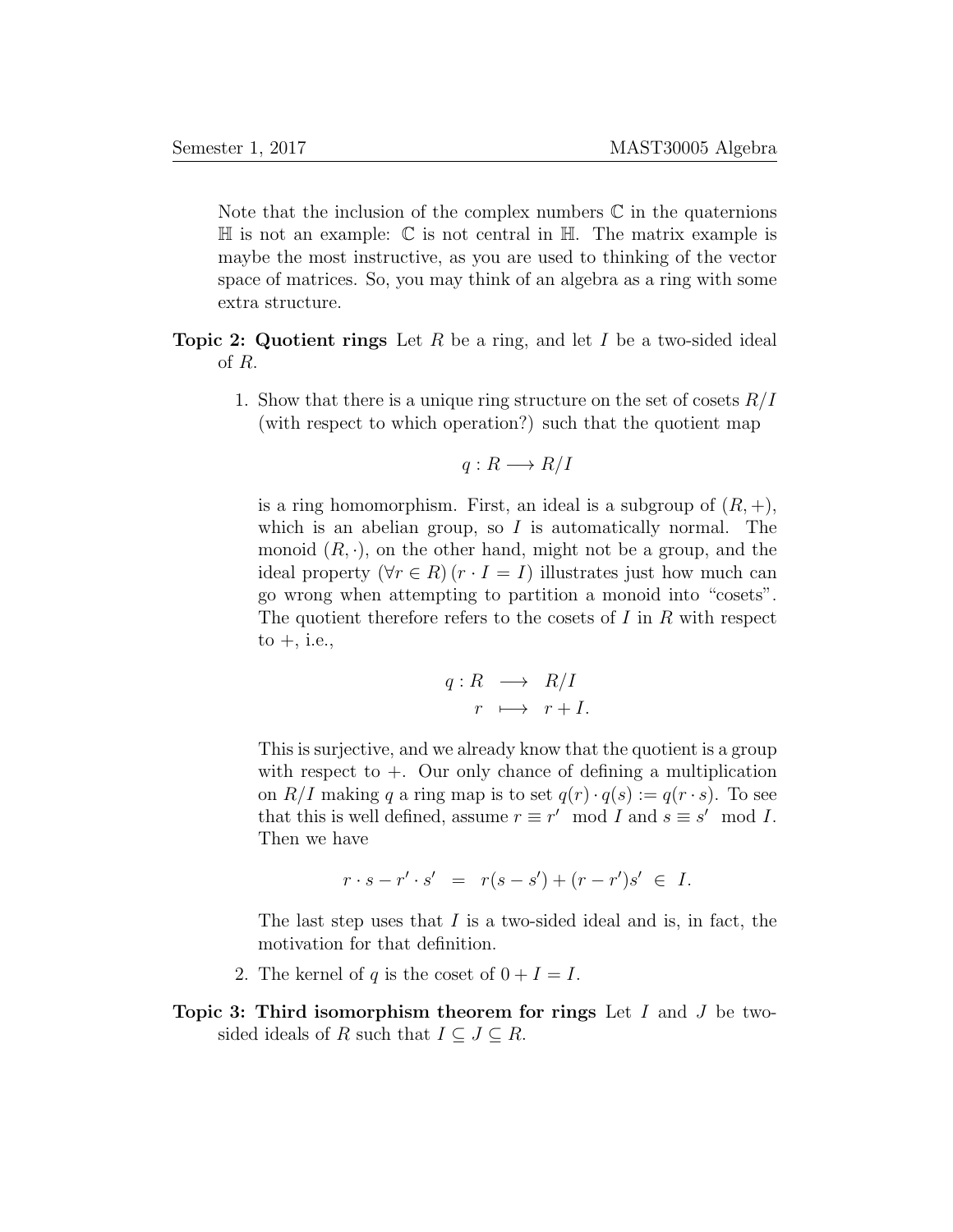Note that the inclusion of the complex numbers $\mathbb{C}$ in the quaternions $\mathbb{H}$ is not an example: $\mathbb{C}$ is not central in $\mathbb{H}$. The matrix example is maybe the most instructive, as you are used to thinking of the vector space of matrices. So, you may think of an algebra as a ring with some extra structure.

**Topic 2: Quotient rings** Let $R$ be a ring, and let $I$ be a two-sided ideal of $R$.

1. Show that there is a unique ring structure on the set of cosets $R/I$ (with respect to which operation?) such that the quotient map

   $$q : R \longrightarrow R/I$$

   is a ring homomorphism. First, an ideal is a subgroup of $(R, +)$, which is an abelian group, so $I$ is automatically normal. The monoid $(R, \cdot)$, on the other hand, might not be a group, and the ideal property $(\forall r \in R)\,(r \cdot I = I)$ illustrates just how much can go wrong when attempting to partition a monoid into "cosets". The quotient therefore refers to the cosets of $I$ in $R$ with respect to $+$, i.e.,

   $$\begin{array}{rcl} q : R & \longrightarrow & R/I \\ r & \longmapsto & r + I. \end{array}$$

   This is surjective, and we already know that the quotient is a group with respect to $+$. Our only chance of defining a multiplication on $R/I$ making $q$ a ring map is to set $q(r) \cdot q(s) := q(r \cdot s)$. To see that this is well defined, assume $r \equiv r' \mod I$ and $s \equiv s' \mod I$. Then we have

   $$r \cdot s - r' \cdot s' \;\; = \;\; r(s - s') + (r - r')s' \;\in\; I.$$

   The last step uses that $I$ is a two-sided ideal and is, in fact, the motivation for that definition.

2. The kernel of $q$ is the coset of $0 + I = I$.

**Topic 3: Third isomorphism theorem for rings** Let $I$ and $J$ be two-sided ideals of $R$ such that $I \subseteq J \subseteq R$.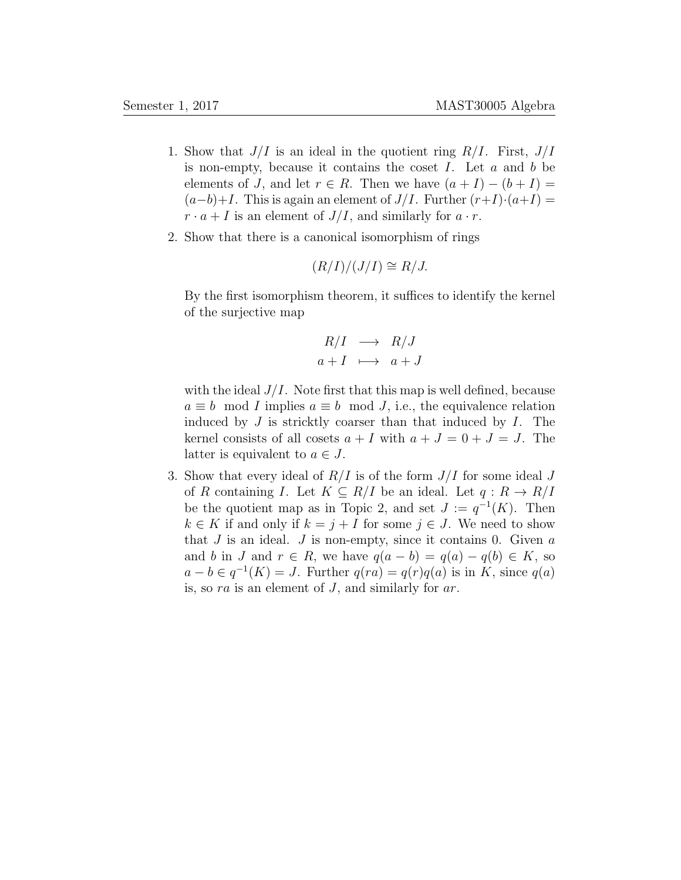1. Show that $J/I$ is an ideal in the quotient ring $R/I$. First, $J/I$ is non-empty, because it contains the coset $I$. Let $a$ and $b$ be elements of $J$, and let $r \in R$. Then we have $(a+I)-(b+I) = (a-b)+I$. This is again an element of $J/I$. Further $(r+I)\cdot(a+I) = r \cdot a + I$ is an element of $J/I$, and similarly for $a \cdot r$.

2. Show that there is a canonical isomorphism of rings

$$(R/I)/(J/I) \cong R/J.$$

By the first isomorphism theorem, it suffices to identify the kernel of the surjective map

$$\begin{array}{rcl} R/I & \longrightarrow & R/J \\ a+I & \longmapsto & a+J \end{array}$$

with the ideal $J/I$. Note first that this map is well defined, because $a \equiv b \mod I$ implies $a \equiv b \mod J$, i.e., the equivalence relation induced by $J$ is stricktly coarser than that induced by $I$. The kernel consists of all cosets $a+I$ with $a+J = 0+J = J$. The latter is equivalent to $a \in J$.

3. Show that every ideal of $R/I$ is of the form $J/I$ for some ideal $J$ of $R$ containing $I$. Let $K \subseteq R/I$ be an ideal. Let $q : R \to R/I$ be the quotient map as in Topic 2, and set $J := q^{-1}(K)$. Then $k \in K$ if and only if $k = j + I$ for some $j \in J$. We need to show that $J$ is an ideal. $J$ is non-empty, since it contains 0. Given $a$ and $b$ in $J$ and $r \in R$, we have $q(a-b) = q(a) - q(b) \in K$, so $a - b \in q^{-1}(K) = J$. Further $q(ra) = q(r)q(a)$ is in $K$, since $q(a)$ is, so $ra$ is an element of $J$, and similarly for $ar$.